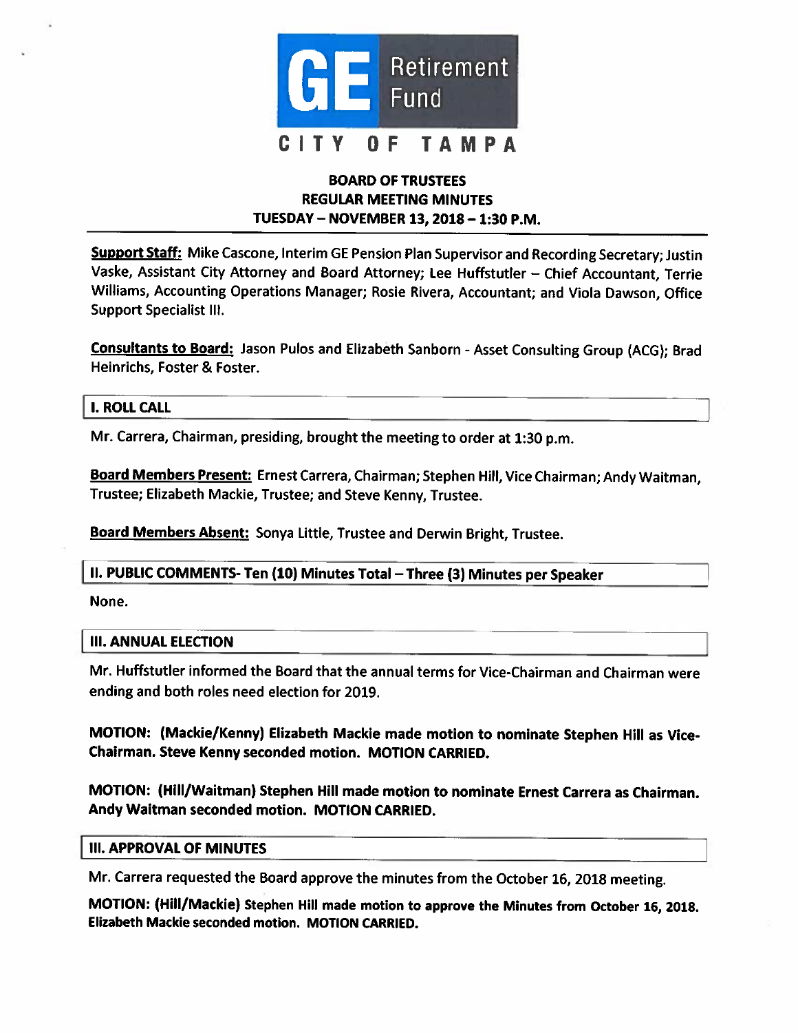GE Retirement Fund

CITY OF TAMPA

# BOARD OF TRUSTEES
## REGULAR MEETING MINUTES
### TUESDAY – NOVEMBER 13, 2018 – 1:30 P.M.

**Support Staff:** Mike Cascone, Interim GE Pension Plan Supervisor and Recording Secretary; Justin Vaske, Assistant City Attorney and Board Attorney; Lee Huffstutler – Chief Accountant, Terrie Williams, Accounting Operations Manager; Rosie Rivera, Accountant; and Viola Dawson, Office Support Specialist III.

**Consultants to Board:** Jason Pulos and Elizabeth Sanborn - Asset Consulting Group (ACG); Brad Heinrichs, Foster & Foster.

## I. ROLL CALL

Mr. Carrera, Chairman, presiding, brought the meeting to order at 1:30 p.m.

**Board Members Present:** Ernest Carrera, Chairman; Stephen Hill, Vice Chairman; Andy Waitman, Trustee; Elizabeth Mackie, Trustee; and Steve Kenny, Trustee.

**Board Members Absent:** Sonya Little, Trustee and Derwin Bright, Trustee.

## II. PUBLIC COMMENTS- Ten (10) Minutes Total – Three (3) Minutes per Speaker

None.

## III. ANNUAL ELECTION

Mr. Huffstutler informed the Board that the annual terms for Vice-Chairman and Chairman were ending and both roles need election for 2019.

**MOTION: (Mackie/Kenny) Elizabeth Mackie made motion to nominate Stephen Hill as Vice-Chairman. Steve Kenny seconded motion. MOTION CARRIED.**

**MOTION: (Hill/Waitman) Stephen Hill made motion to nominate Ernest Carrera as Chairman. Andy Waitman seconded motion. MOTION CARRIED.**

## III. APPROVAL OF MINUTES

Mr. Carrera requested the Board approve the minutes from the October 16, 2018 meeting.

**MOTION: (Hill/Mackie) Stephen Hill made motion to approve the Minutes from October 16, 2018. Elizabeth Mackie seconded motion. MOTION CARRIED.**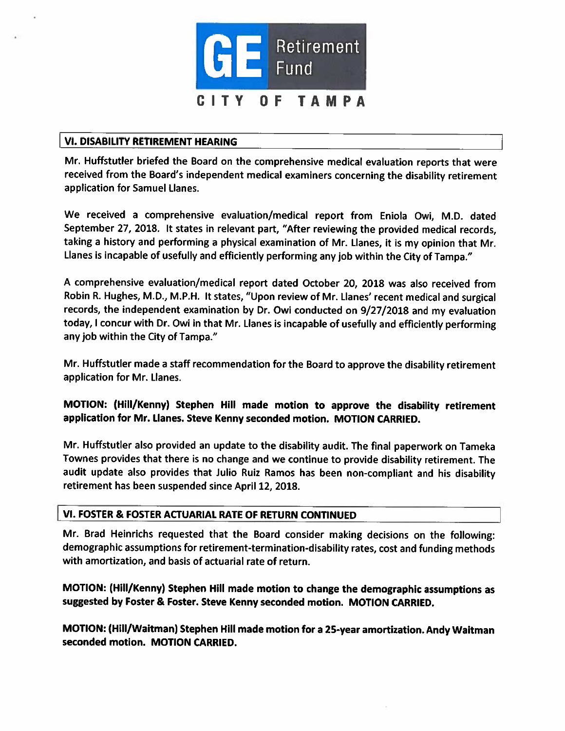## VI. DISABILITY RETIREMENT HEARING

Mr. Huffstutler briefed the Board on the comprehensive medical evaluation reports that were received from the Board's independent medical examiners concerning the disability retirement application for Samuel Llanes.

We received a comprehensive evaluation/medical report from Eniola Owi, M.D. dated September 27, 2018. It states in relevant part, "After reviewing the provided medical records, taking a history and performing a physical examination of Mr. Llanes, it is my opinion that Mr. Llanes is incapable of usefully and efficiently performing any job within the City of Tampa."

A comprehensive evaluation/medical report dated October 20, 2018 was also received from Robin R. Hughes, M.D., M.P.H. It states, "Upon review of Mr. Llanes' recent medical and surgical records, the independent examination by Dr. Owi conducted on 9/27/2018 and my evaluation today, I concur with Dr. Owi in that Mr. Llanes is incapable of usefully and efficiently performing any job within the City of Tampa."

Mr. Huffstutler made a staff recommendation for the Board to approve the disability retirement application for Mr. Llanes.

**MOTION: (Hill/Kenny) Stephen Hill made motion to approve the disability retirement application for Mr. Llanes. Steve Kenny seconded motion. MOTION CARRIED.**

Mr. Huffstutler also provided an update to the disability audit. The final paperwork on Tameka Townes provides that there is no change and we continue to provide disability retirement. The audit update also provides that Julio Ruiz Ramos has been non-compliant and his disability retirement has been suspended since April 12, 2018.

## VI. FOSTER & FOSTER ACTUARIAL RATE OF RETURN CONTINUED

Mr. Brad Heinrichs requested that the Board consider making decisions on the following: demographic assumptions for retirement-termination-disability rates, cost and funding methods with amortization, and basis of actuarial rate of return.

**MOTION: (Hill/Kenny) Stephen Hill made motion to change the demographic assumptions as suggested by Foster & Foster. Steve Kenny seconded motion. MOTION CARRIED.**

**MOTION: (Hill/Waitman) Stephen Hill made motion for a 25-year amortization. Andy Waitman seconded motion. MOTION CARRIED.**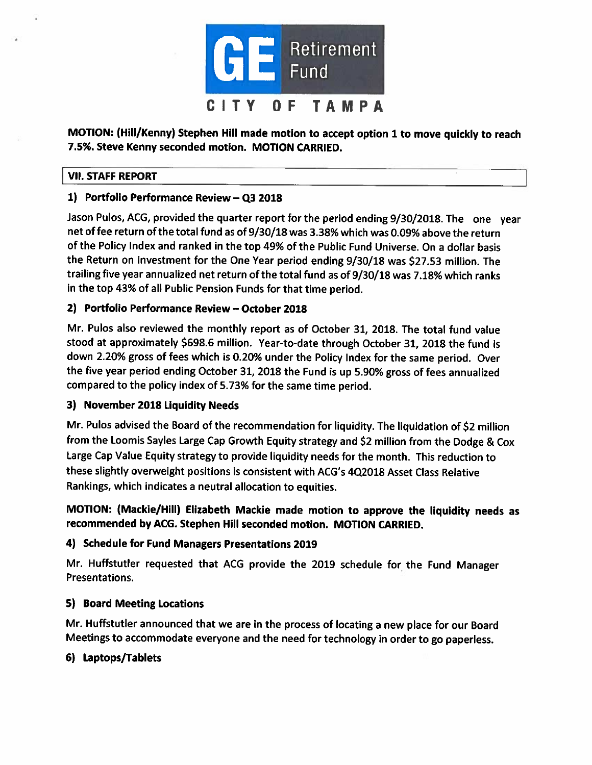**MOTION: (Hill/Kenny) Stephen Hill made motion to accept option 1 to move quickly to reach 7.5%. Steve Kenny seconded motion. MOTION CARRIED.**

## VII. STAFF REPORT

### 1) Portfolio Performance Review – Q3 2018

Jason Pulos, ACG, provided the quarter report for the period ending 9/30/2018. The one year net of fee return of the total fund as of 9/30/18 was 3.38% which was 0.09% above the return of the Policy Index and ranked in the top 49% of the Public Fund Universe. On a dollar basis the Return on Investment for the One Year period ending 9/30/18 was $27.53 million. The trailing five year annualized net return of the total fund as of 9/30/18 was 7.18% which ranks in the top 43% of all Public Pension Funds for that time period.

### 2) Portfolio Performance Review – October 2018

Mr. Pulos also reviewed the monthly report as of October 31, 2018. The total fund value stood at approximately $698.6 million. Year-to-date through October 31, 2018 the fund is down 2.20% gross of fees which is 0.20% under the Policy Index for the same period. Over the five year period ending October 31, 2018 the Fund is up 5.90% gross of fees annualized compared to the policy index of 5.73% for the same time period.

### 3) November 2018 Liquidity Needs

Mr. Pulos advised the Board of the recommendation for liquidity. The liquidation of $2 million from the Loomis Sayles Large Cap Growth Equity strategy and $2 million from the Dodge & Cox Large Cap Value Equity strategy to provide liquidity needs for the month. This reduction to these slightly overweight positions is consistent with ACG's 4Q2018 Asset Class Relative Rankings, which indicates a neutral allocation to equities.

**MOTION: (Mackie/Hill) Elizabeth Mackie made motion to approve the liquidity needs as recommended by ACG. Stephen Hill seconded motion. MOTION CARRIED.**

### 4) Schedule for Fund Managers Presentations 2019

Mr. Huffstutler requested that ACG provide the 2019 schedule for the Fund Manager Presentations.

### 5) Board Meeting Locations

Mr. Huffstutler announced that we are in the process of locating a new place for our Board Meetings to accommodate everyone and the need for technology in order to go paperless.

### 6) Laptops/Tablets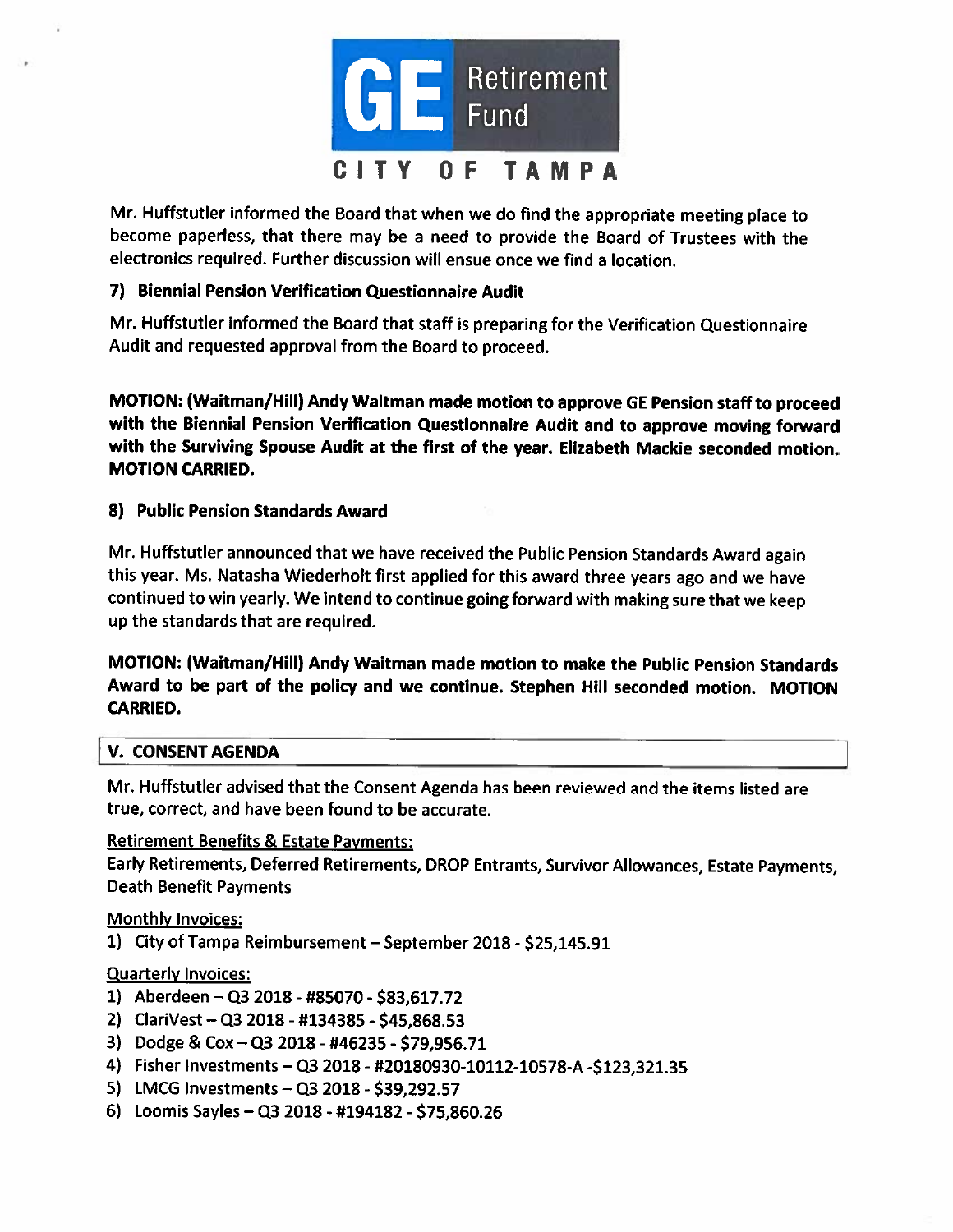Mr. Huffstutler informed the Board that when we do find the appropriate meeting place to become paperless, that there may be a need to provide the Board of Trustees with the electronics required. Further discussion will ensue once we find a location.

**7) Biennial Pension Verification Questionnaire Audit**

Mr. Huffstutler informed the Board that staff is preparing for the Verification Questionnaire Audit and requested approval from the Board to proceed.

**MOTION: (Waitman/Hill) Andy Waitman made motion to approve GE Pension staff to proceed with the Biennial Pension Verification Questionnaire Audit and to approve moving forward with the Surviving Spouse Audit at the first of the year. Elizabeth Mackie seconded motion. MOTION CARRIED.**

**8) Public Pension Standards Award**

Mr. Huffstutler announced that we have received the Public Pension Standards Award again this year. Ms. Natasha Wiederholt first applied for this award three years ago and we have continued to win yearly. We intend to continue going forward with making sure that we keep up the standards that are required.

**MOTION: (Waitman/Hill) Andy Waitman made motion to make the Public Pension Standards Award to be part of the policy and we continue. Stephen Hill seconded motion. MOTION CARRIED.**

## V. CONSENT AGENDA

Mr. Huffstutler advised that the Consent Agenda has been reviewed and the items listed are true, correct, and have been found to be accurate.

Retirement Benefits & Estate Payments:
Early Retirements, Deferred Retirements, DROP Entrants, Survivor Allowances, Estate Payments, Death Benefit Payments

Monthly Invoices:

1) City of Tampa Reimbursement – September 2018 - $25,145.91

Quarterly Invoices:

1) Aberdeen – Q3 2018 - #85070 - $83,617.72
2) ClariVest – Q3 2018 - #134385 - $45,868.53
3) Dodge & Cox – Q3 2018 - #46235 - $79,956.71
4) Fisher Investments – Q3 2018 - #20180930-10112-10578-A -$123,321.35
5) LMCG Investments – Q3 2018 - $39,292.57
6) Loomis Sayles – Q3 2018 - #194182 - $75,860.26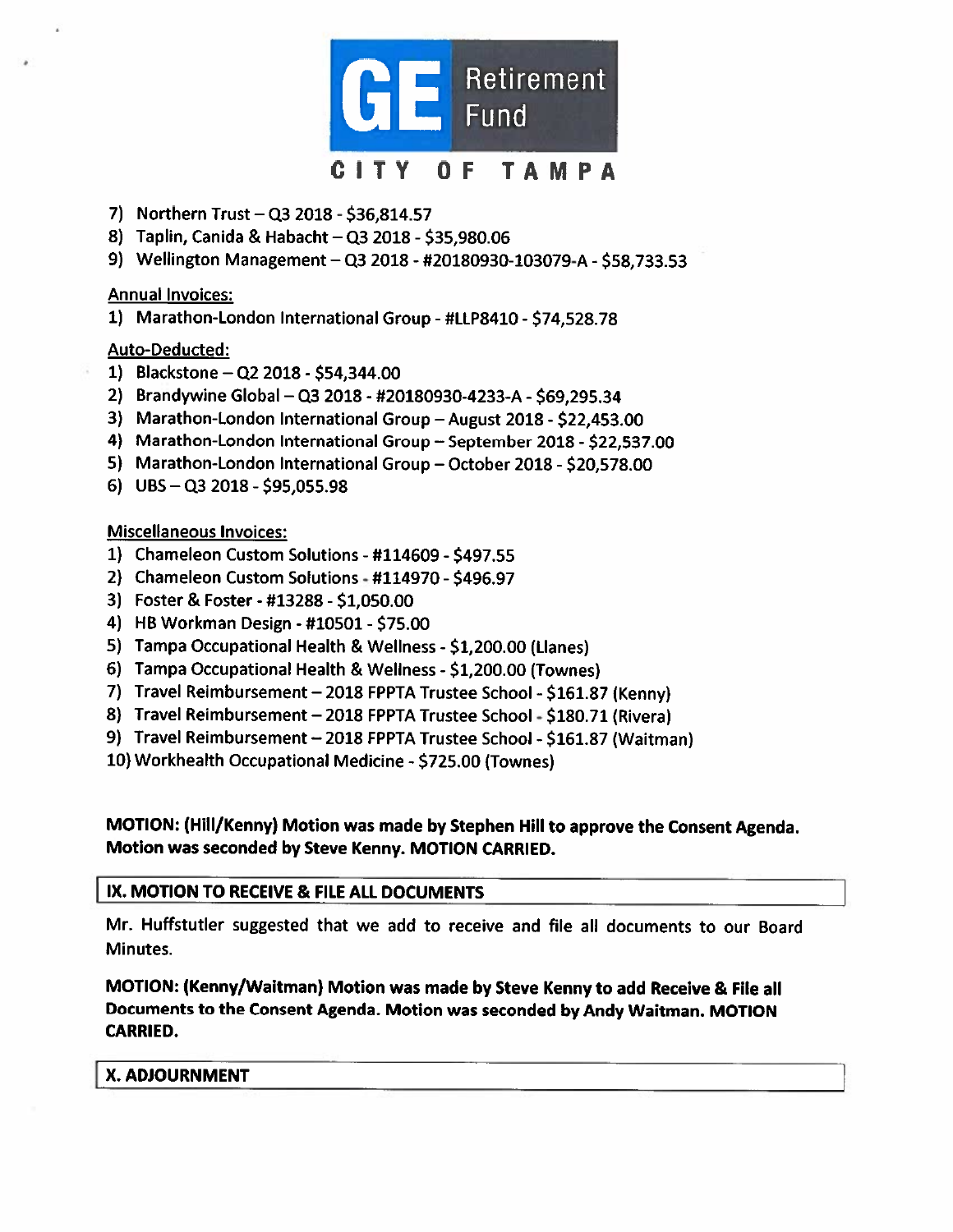7) Northern Trust – Q3 2018 - $36,814.57
8) Taplin, Canida & Habacht – Q3 2018 - $35,980.06
9) Wellington Management – Q3 2018 - #20180930-103079-A - $58,733.53

Annual Invoices:

1) Marathon-London International Group - #LLP8410 - $74,528.78

Auto-Deducted:

1) Blackstone – Q2 2018 - $54,344.00
2) Brandywine Global – Q3 2018 - #20180930-4233-A - $69,295.34
3) Marathon-London International Group – August 2018 - $22,453.00
4) Marathon-London International Group – September 2018 - $22,537.00
5) Marathon-London International Group – October 2018 - $20,578.00
6) UBS – Q3 2018 - $95,055.98

Miscellaneous Invoices:

1) Chameleon Custom Solutions - #114609 - $497.55
2) Chameleon Custom Solutions - #114970 - $496.97
3) Foster & Foster - #13288 - $1,050.00
4) HB Workman Design - #10501 - $75.00
5) Tampa Occupational Health & Wellness - $1,200.00 (Llanes)
6) Tampa Occupational Health & Wellness - $1,200.00 (Townes)
7) Travel Reimbursement – 2018 FPPTA Trustee School - $161.87 (Kenny)
8) Travel Reimbursement – 2018 FPPTA Trustee School - $180.71 (Rivera)
9) Travel Reimbursement – 2018 FPPTA Trustee School - $161.87 (Waitman)
10) Workhealth Occupational Medicine - $725.00 (Townes)

**MOTION: (Hill/Kenny) Motion was made by Stephen Hill to approve the Consent Agenda. Motion was seconded by Steve Kenny. MOTION CARRIED.**

## IX. MOTION TO RECEIVE & FILE ALL DOCUMENTS

Mr. Huffstutler suggested that we add to receive and file all documents to our Board Minutes.

**MOTION: (Kenny/Waitman) Motion was made by Steve Kenny to add Receive & File all Documents to the Consent Agenda. Motion was seconded by Andy Waitman. MOTION CARRIED.**

## X. ADJOURNMENT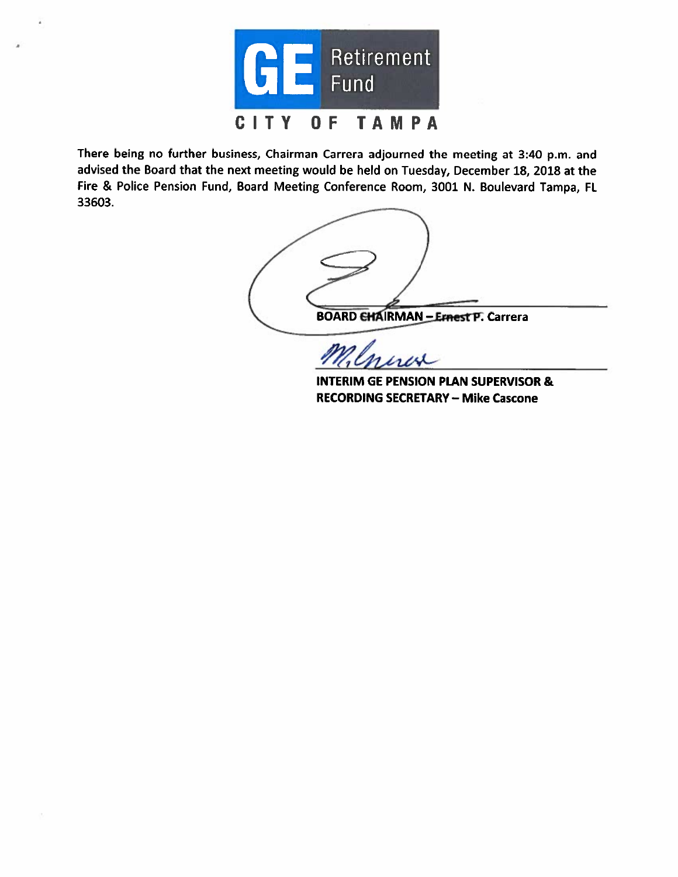There being no further business, Chairman Carrera adjourned the meeting at 3:40 p.m. and advised the Board that the next meeting would be held on Tuesday, December 18, 2018 at the Fire & Police Pension Fund, Board Meeting Conference Room, 3001 N. Boulevard Tampa, FL 33603.

**BOARD CHAIRMAN – Ernest P. Carrera**

**INTERIM GE PENSION PLAN SUPERVISOR & RECORDING SECRETARY – Mike Cascone**